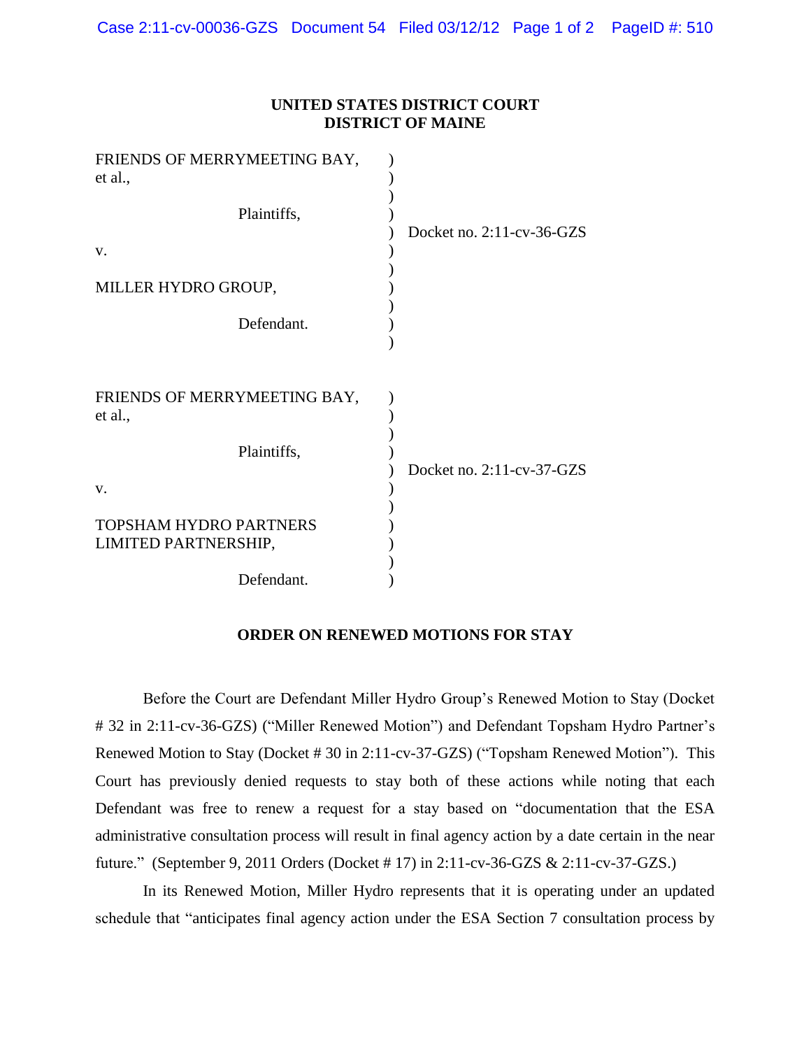**UNITED STATES DISTRICT COURT**
**DISTRICT OF MAINE**

FRIENDS OF MERRYMEETING BAY, et al.,

Plaintiffs,

v.

MILLER HYDRO GROUP,

Defendant.

Docket no. 2:11-cv-36-GZS

FRIENDS OF MERRYMEETING BAY, et al.,

Plaintiffs,

v.

TOPSHAM HYDRO PARTNERS LIMITED PARTNERSHIP,

Defendant.

Docket no. 2:11-cv-37-GZS

**ORDER ON RENEWED MOTIONS FOR STAY**

Before the Court are Defendant Miller Hydro Group's Renewed Motion to Stay (Docket # 32 in 2:11-cv-36-GZS) ("Miller Renewed Motion") and Defendant Topsham Hydro Partner's Renewed Motion to Stay (Docket # 30 in 2:11-cv-37-GZS) ("Topsham Renewed Motion"). This Court has previously denied requests to stay both of these actions while noting that each Defendant was free to renew a request for a stay based on "documentation that the ESA administrative consultation process will result in final agency action by a date certain in the near future." (September 9, 2011 Orders (Docket # 17) in 2:11-cv-36-GZS & 2:11-cv-37-GZS.)

In its Renewed Motion, Miller Hydro represents that it is operating under an updated schedule that "anticipates final agency action under the ESA Section 7 consultation process by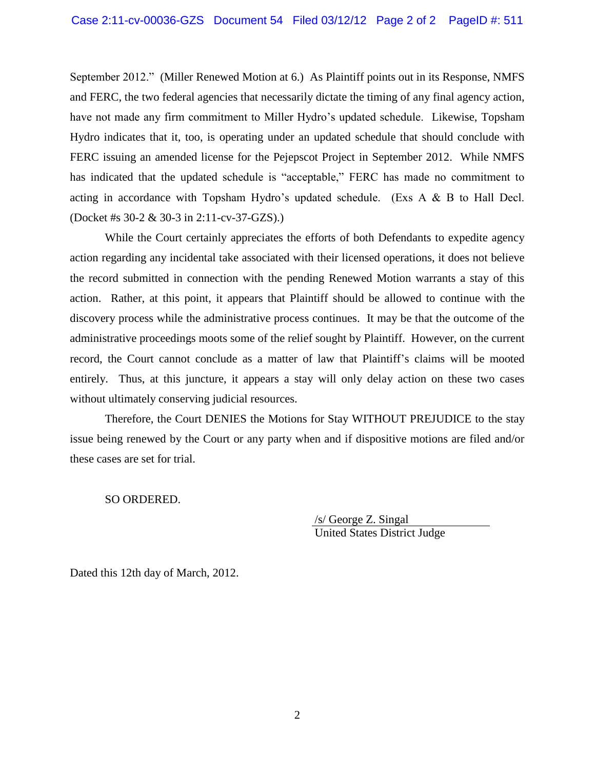September 2012." (Miller Renewed Motion at 6.) As Plaintiff points out in its Response, NMFS and FERC, the two federal agencies that necessarily dictate the timing of any final agency action, have not made any firm commitment to Miller Hydro's updated schedule. Likewise, Topsham Hydro indicates that it, too, is operating under an updated schedule that should conclude with FERC issuing an amended license for the Pejepscot Project in September 2012. While NMFS has indicated that the updated schedule is "acceptable," FERC has made no commitment to acting in accordance with Topsham Hydro's updated schedule. (Exs A & B to Hall Decl. (Docket #s 30-2 & 30-3 in 2:11-cv-37-GZS).)

While the Court certainly appreciates the efforts of both Defendants to expedite agency action regarding any incidental take associated with their licensed operations, it does not believe the record submitted in connection with the pending Renewed Motion warrants a stay of this action. Rather, at this point, it appears that Plaintiff should be allowed to continue with the discovery process while the administrative process continues. It may be that the outcome of the administrative proceedings moots some of the relief sought by Plaintiff. However, on the current record, the Court cannot conclude as a matter of law that Plaintiff's claims will be mooted entirely. Thus, at this juncture, it appears a stay will only delay action on these two cases without ultimately conserving judicial resources.

Therefore, the Court DENIES the Motions for Stay WITHOUT PREJUDICE to the stay issue being renewed by the Court or any party when and if dispositive motions are filed and/or these cases are set for trial.

SO ORDERED.

/s/ George Z. Singal
United States District Judge

Dated this 12th day of March, 2012.